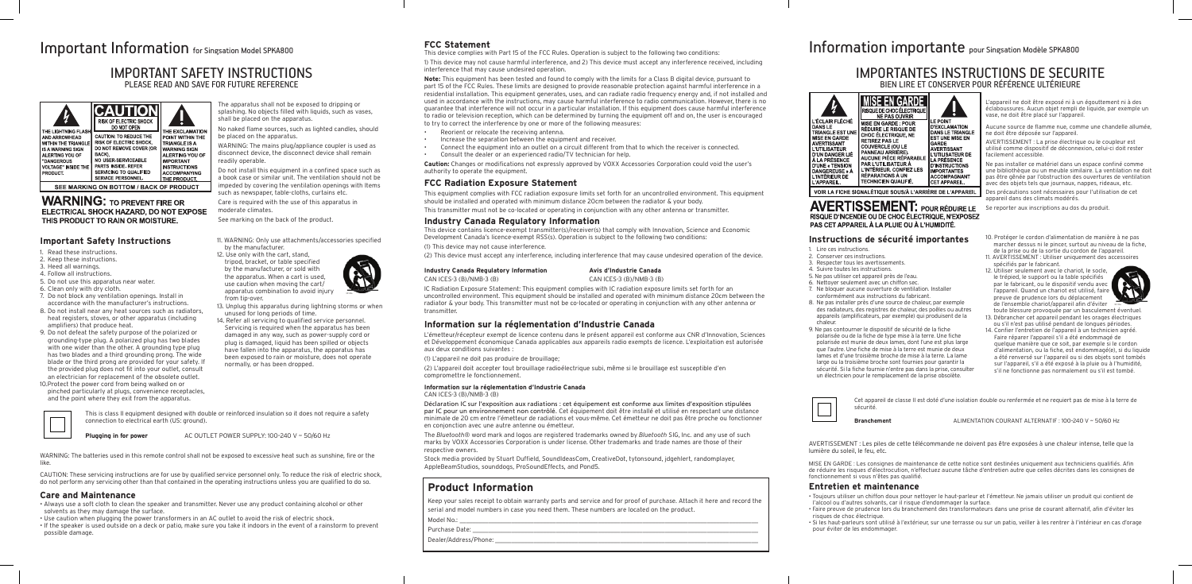# Important Information for Singsation Model SPKA800

## IMPORTANT SAFETY INSTRUCTIONS

PLEASE READ AND SAVE FOR FUTURE REFERENCE

**CAUTION**

RISK OF ELECTRIC SHOCK DO NOT OPEN

THE LIGHTNING FLASH AND ARROWHEAD WITHIN THE TRIANGLE IS A WARNING SIGN ALERTING YOU OF "DANGEROUS VOLTAGE" INSIDE THE PRODUCT.

CAUTION: TO REDUCE THE RISK OF ELECTRIC SHOCK, DO NOT REMOVE COVER (OR BACK). NO USER-SERVICEABLE PARTS INSIDE. REFER SERVICING TO QUALIFIED SERVICE PERSONNEL.

THE EXCLAMATION POINT WITHIN THE TRIANGLE IS A WARNING SIGN ALERTING YOU OF IMPORTANT INSTRUCTIONS ACCOMPANYING THE PRODUCT.

SEE MARKING ON BOTTOM / BACK OF PRODUCT

**WARNING:** TO PREVENT FIRE OR ELECTRICAL SHOCK HAZARD, DO NOT EXPOSE THIS PRODUCT TO RAIN OR MOISTURE.

The apparatus shall not be exposed to dripping or splashing. No objects filled with liquids, such as vases, shall be placed on the apparatus.

No naked flame sources, such as lighted candles, should be placed on the apparatus.

WARNING: The mains plug/appliance coupler is used as disconnect device, the disconnect device shall remain readily operable.

Do not install this equipment in a confined space such as a book case or similar unit. The ventilation should not be impeded by covering the ventilation openings with items such as newspaper, table-cloths, curtains etc.

Care is required with the use of this apparatus in moderate climates.

See marking on the back of the product.

### Important Safety Instructions

1. Read these instructions.
2. Keep these instructions.
3. Heed all warnings.
4. Follow all instructions.
5. Do not use this apparatus near water.
6. Clean only with dry cloth.
7. Do not block any ventilation openings. Install in accordance with the manufacturer's instructions.
8. Do not install near any heat sources such as radiators, heat registers, stoves, or other apparatus (including amplifiers) that produce heat.
9. Do not defeat the safety purpose of the polarized or grounding-type plug. A polarized plug has two blades with one wider than the other. A grounding type plug has two blades and a third grounding prong. The wide blade or the third prong are provided for your safety. If the provided plug does not fit into your outlet, consult an electrician for replacement of the obsolete outlet.
10. Protect the power cord from being walked on or pinched particularly at plugs, convenience receptacles, and the point where they exit from the apparatus.
11. WARNING: Only use attachments/accessories specified by the manufacturer.
12. Use only with the cart, stand, tripod, bracket, or table specified by the manufacturer, or sold with the apparatus. When a cart is used, use caution when moving the cart/apparatus combination to avoid injury from tip-over.
13. Unplug this apparatus during lightning storms or when unused for long periods of time.
14. Refer all servicing to qualified service personnel. Servicing is required when the apparatus has been damaged in any way, such as power-supply cord or plug is damaged, liquid has been spilled or objects have fallen into the apparatus, the apparatus has been exposed to rain or moisture, does not operate normally, or has been dropped.

This is class II equipment designed with double or reinforced insulation so it does not require a safety connection to electrical earth (US: ground).

**Plugging in for power** AC OUTLET POWER SUPPLY: 100-240 V ~ 50/60 Hz

WARNING: The batteries used in this remote control shall not be exposed to excessive heat such as sunshine, fire or the like.

CAUTION: These servicing instructions are for use by qualified service personnel only. To reduce the risk of electric shock, do not perform any servicing other than that contained in the operating instructions unless you are qualified to do so.

### Care and Maintenance

- Always use a soft cloth to clean the speaker and transmitter. Never use any product containing alcohol or other solvents as they may damage the surface.
- Use caution when plugging the power transformers in an AC outlet to avoid the risk of electric shock.
- If the speaker is used outside on a deck or patio, make sure you take it indoors in the event of a rainstorm to prevent possible damage.

### FCC Statement

This device complies with Part 15 of the FCC Rules. Operation is subject to the following two conditions:

1) This device may not cause harmful interference, and 2) This device must accept any interference received, including interference that may cause undesired operation.

**Note:** This equipment has been tested and found to comply with the limits for a Class B digital device, pursuant to part 15 of the FCC Rules. These limits are designed to provide reasonable protection against harmful interference in a residential installation. This equipment generates, uses, and can radiate radio frequency energy and, if not installed and used in accordance with the instructions, may cause harmful interference to radio communication. However, there is no guarantee that interference will not occur in a particular installation. If this equipment does cause harmful interference to radio or television reception, which can be determined by turning the equipment off and on, the user is encouraged to try to correct the interference by one or more of the following measures:

- Reorient or relocate the receiving antenna.
- Increase the separation between the equipment and receiver.
- Connect the equipment into an outlet on a circuit different from that to which the receiver is connected.
- Consult the dealer or an experienced radio/TV technician for help.

**Caution:** Changes or modifications not expressly approved by VOXX Accessories Corporation could void the user's authority to operate the equipment.

### FCC Radiation Exposure Statement

This equipment complies with FCC radiation exposure limits set forth for an uncontrolled environment. This equipment should be installed and operated with minimum distance 20cm between the radiator & your body.

This transmitter must not be co-located or operating in conjunction with any other antenna or transmitter.

### Industry Canada Regulatory Information

This device contains licence-exempt transmitter(s)/receiver(s) that comply with Innovation, Science and Economic Development Canada's licence-exempt RSS(s). Operation is subject to the following two conditions:

(1) This device may not cause interference.

(2) This device must accept any interference, including interference that may cause undesired operation of the device.

**Industry Canada Regulatory Information**
CAN ICES-3 (B)/NMB-3 (B)

**Avis d'Industrie Canada**
CAN ICES-3 (B)/NMB-3 (B)

IC Radiation Exposure Statement: This equipment complies with IC radiation exposure limits set forth for an uncontrolled environment. This equipment should be installed and operated with minimum distance 20cm between the radiator & your body. This transmitter must not be co-located or operating in conjunction with any other antenna or transmitter.

### Information sur la réglementation d'Industrie Canada

L'émetteur/récepteur exempt de licence contenu dans le présent appareil est conforme aux CNR d'Innovation, Sciences et Développement économique Canada applicables aux appareils radio exempts de licence. L'exploitation est autorisée aux deux conditions suivantes :

(1) L'appareil ne doit pas produire de brouillage;

(2) L'appareil doit accepter tout brouillage radioélectrique subi, même si le brouillage est susceptible d'en compromettre le fonctionnement.

**Information sur la réglementation d'Industrie Canada**
CAN ICES-3 (B)/NMB-3 (B)

Déclaration IC sur l'exposition aux radiations : cet équipement est conforme aux limites d'exposition stipulées par IC pour un environnement non contrôlé. Cet équipement doit être installé et utilisé en respectant une distance minimale de 20 cm entre l'émetteur de radiations et vos-même. Cet émetteur ne doit pas être proche ou fonctionner en conjonction avec une autre antenne ou émetteur.

The *Bluetooth®* word mark and logos are registered trademarks owned by *Bluetooth* SIG, Inc. and any use of such marks by VOXX Accessories Corporation is under license. Other trademarks and trade names are those of their respective owners.

Stock media provided by Stuart Duffield, SoundIdeasCom, CreativeDot, tytonsound, jdgehlert, randomplayer, AppleBeamStudios, sounddogs, ProSoundEffects, and Pond5.

## Product Information

Keep your sales receipt to obtain warranty parts and service and for proof of purchase. Attach it here and record the serial and model numbers in case you need them. These numbers are located on the product.

Model No.: ______________________________

Purchase Date: ______________________________

Dealer/Address/Phone: ______________________________

# Information importante pour Singsation Modèle SPKA800

## IMPORTANTES INSTRUCTIONS DE SECURITE

BIEN LIRE ET CONSERVER POUR RÉFÉRENCE ULTÉRIEURE

**MISE EN GARDE**

RISQUE DE CHOC ÉLECTRIQUE NE PAS OUVRIR

L'ÉCLAIR FLÉCHÉ DANS LE TRIANGLE EST UNE MISE EN GARDE AVERTISSANT L'UTILISATEUR D'UN DANGER LIÉ À LA PRÉSENCE D'UNE « TENSION DANGEREUSE » À L'INTÉRIEUR DE L'APPAREIL.

MISE EN GARDE : POUR RÉDUIRE LE RISQUE DE CHOC ÉLECTRIQUE, NE RETIREZ PAS LE COUVERCLE (OU LE PANNEAU ARRIÈRE). AUCUNE PIÈCE RÉPARABLE PAR L'UTILISATEUR À L'INTÉRIEUR. CONFIEZ LES RÉPARATIONS À UN TECHNICIEN QUALIFIÉ.

LE POINT D'EXCLAMATION DANS LE TRIANGLE EST UNE MISE EN GARDE AVERTISSANT L'UTILISATEUR DE LA PRÉSENCE D'INSTRUCTIONS IMPORTANTES ACCOMPAGNANT CET APPAREIL.

VOIR LA FICHE SIGNALÉTIQUE SOUS/À L'ARRIÈRE DE L'APPAREIL

**AVERTISSEMENT:** POUR RÉDUIRE LE RISQUE D'INCENDIE OU DE CHOC ÉLECTRIQUE, N'EXPOSEZ PAS CET APPAREIL À LA PLUIE OU À L'HUMIDITÉ.

L'appareil ne doit être exposé ni à un égouttement ni à des éclaboussures. Aucun objet rempli de liquide, par exemple un vase, ne doit être placé sur l'appareil.

Aucune source de flamme nue, comme une chandelle allumée, ne doit être déposée sur l'appareil.

AVERTISSEMENT : La prise électrique ou le coupleur est utilisé comme dispositif de déconnexion, celui-ci doit rester facilement accessible.

Ne pas installer ce matériel dans un espace confiné comme une bibliothèque ou un meuble similaire. La ventilation ne doit pas être gênée par l'obstruction des ouvertures de ventilation avec des objets tels que journaux, nappes, rideaux, etc.

Des précautions sont nécessaires pour l'utilisation de cet appareil dans des climats modérés.

Se reporter aux inscriptions au dos du produit.

### Instructions de sécurité importantes

1. Lire ces instructions.
2. Conserver ces instructions.
3. Respecter tous les avertissements.
4. Suivre toutes les instructions.
5. Ne pas utiliser cet appareil près de l'eau.
6. Nettoyer seulement avec un chiffon sec.
7. Ne bloquer aucune ouverture de ventilation. Installer conformément aux instructions du fabricant.
8. Ne pas installer près d'une source de chaleur, par exemple des radiateurs, des registres de chaleur, des poêles ou autres appareils (amplificateurs, par exemple) qui produisent de la chaleur.
9. Ne pas contourner le dispositif de sécurité de la fiche polarisée ou de la fiche de type mise à la terre. Une fiche polarisée est munie de deux lames, dont l'une est plus large que l'autre. Une fiche de mise à la terre est munie de deux lames et d'une troisième broche de mise à la terre. La lame large ou la troisième broche sont fournies pour garantir la sécurité. Si la fiche fournie n'entre pas dans la prise, consulter un électricien pour le remplacement de la prise obsolète.
10. Protéger le cordon d'alimentation de manière à ne pas marcher dessus ni le pincer, surtout au niveau de la fiche, de la prise ou de la sortie du cordon de l'appareil.
11. AVERTISSEMENT : Utiliser uniquement des accessoires spécifiés par le fabricant.
12. Utiliser seulement avec le chariot, le socle, le trépied, le support ou la table spécifiés par le fabricant, ou le dispositif vendu avec l'appareil. Quand un chariot est utilisé, faire preuve de prudence lors du déplacement de l'ensemble chariot/appareil afin d'éviter toute blessure provoquée par un basculement éventuel.
13. Débrancher cet appareil pendant les orages électriques ou s'il n'est pas utilisé pendant de longues périodes.
14. Confier l'entretien de l'appareil à un technicien agréé. Faire réparer l'appareil s'il a été endommagé de quelque manière que ce soit, par exemple si le cordon d'alimentation, ou la fiche, est endommagé(e), si du liquide a été renversé sur l'appareil ou si des objets sont tombés sur l'appareil, s'il a été exposé à la pluie ou à l'humidité, s'il ne fonctionne pas normalement ou s'il est tombé.

Cet appareil de classe II est doté d'une isolation double ou renforcée et ne requiert pas de mise à la terre de sécurité.

**Branchement** ALIMENTATION COURANT ALTERNATIF : 100-240 V ~ 50/60 Hz

AVERTISSEMENT : Les piles de cette télécommande ne doivent pas être exposées à une chaleur intense, telle que la lumière du soleil, le feu, etc.

MISE EN GARDE : Les consignes de maintenance de cette notice sont destinées uniquement aux techniciens qualifiés. Afin de réduire les risques d'électrocution, n'effectuez aucune tâche d'entretien autre que celles décrites dans les consignes de fonctionnement si vous n'êtes pas qualifié.

### Entretien et maintenance

- Toujours utiliser un chiffon doux pour nettoyer le haut-parleur et l'émetteur. Ne jamais utiliser un produit qui contient de l'alcool ou d'autres solvants, car il risque d'endommager la surface.
- Faire preuve de prudence lors du branchement des transformateurs dans une prise de courant alternatif, afin d'éviter les risques de choc électrique.
- Si les haut-parleurs sont utilisé à l'extérieur, sur une terrasse ou sur un patio, veiller à les rentrer à l'intérieur en cas d'orage pour éviter de les endommager.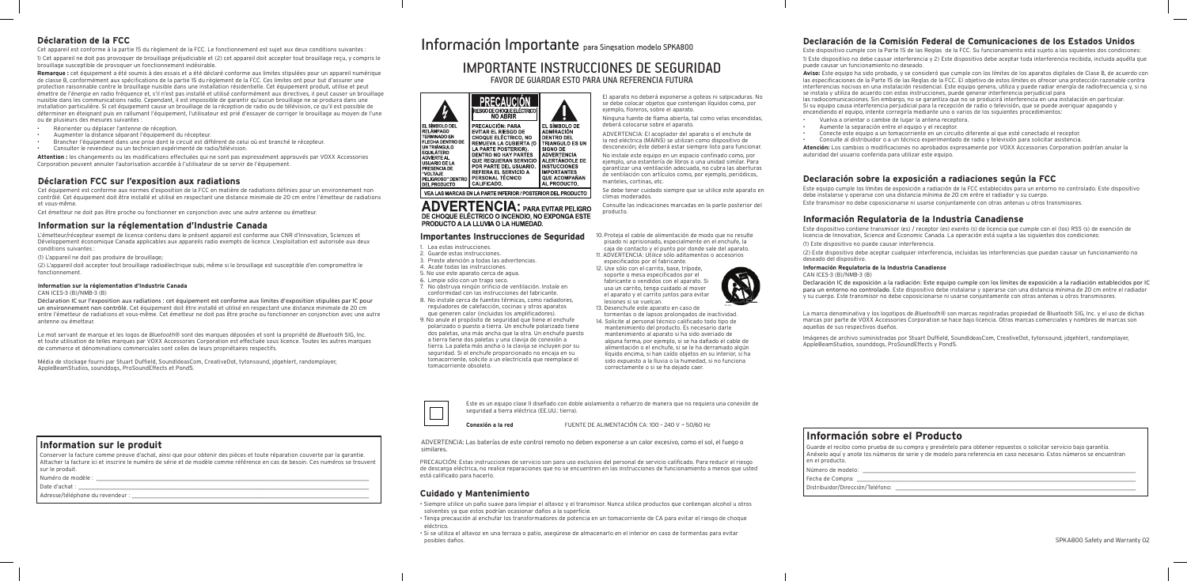## Déclaration de la FCC

Cet appareil est conforme à la partie 15 du règlement de la FCC. Le fonctionnement est sujet aux deux conditions suivantes :

1) Cet appareil ne doit pas provoquer de brouillage préjudiciable et (2) cet appareil doit accepter tout brouillage reçu, y compris le brouillage susceptible de provoquer un fonctionnement indésirable.

**Remarque :** cet équipement a été soumis à des essais et a été déclaré conforme aux limites stipulées pour un appareil numérique de classe B, conformément aux spécifications de la partie 15 du règlement de la FCC. Ces limites ont pour but d'assurer une protection raisonnable contre le brouillage nuisible dans une installation résidentielle. Cet équipement produit, utilise et peut émettre de l'énergie en radio fréquence et, s'il n'est pas installé et utilisé conformément aux directives, il peut causer un brouillage nuisible dans les communications radio. Cependant, il est impossible de garantir qu'aucun brouillage ne se produira dans une installation particulière. Si cet équipement cause un brouillage de la réception de radio ou de télévision, ce qu'il est possible de déterminer en éteignant puis en rallumant l'équipement, l'utilisateur est prié d'essayer de corriger le brouillage au moyen de l'une ou de plusieurs des mesures suivantes :

- Réorienter ou déplacer l'antenne de réception.
- Augmenter la distance séparant l'équipement du récepteur.
- Brancher l'équipement dans une prise dont le circuit est différent de celui où est branché le récepteur.
- Consulter le revendeur ou un technicien expérimenté de radio/télévision.

**Attention :** les changements ou les modifications effectuées qui ne sont pas expressément approuvés par VOXX Accessories Corporation peuvent annuler l'autorisation accordée à l'utilisateur de se servir de l'équipement.

## Déclaration FCC sur l'exposition aux radiations

Cet équipement est conforme aux normes d'exposition de la FCC en matière de radiations définies pour un environnement non contrôlé. Cet équipement doit être installé et utilisé en respectant une distance minimale de 20 cm entre l'émetteur de radiations et vous-même.

Cet émetteur ne doit pas être proche ou fonctionner en conjonction avec une autre antenne ou émetteur.

## Information sur la réglementation d'Industrie Canada

L'émetteur/récepteur exempt de licence contenu dans le présent appareil est conforme aux CNR d'Innovation, Sciences et Développement économique Canada applicables aux appareils radio exempts de licence. L'exploitation est autorisée aux deux conditions suivantes :

(1) L'appareil ne doit pas produire de brouillage;

(2) L'appareil doit accepter tout brouillage radioélectrique subi, même si le brouillage est susceptible d'en compromettre le fonctionnement.

**Information sur la réglementation d'Industrie Canada**

CAN ICES-3 (B)/NMB-3 (B)

Déclaration IC sur l'exposition aux radiations : cet équipement est conforme aux limites d'exposition stipulées par IC pour **un environnement non contrôlé**. Cet équipement doit être installé et utilisé en respectant une distance minimale de 20 cm entre l'émetteur de radiations et vous-même. Cet émetteur ne doit pas être proche ou fonctionner en conjonction avec une autre antenne ou émetteur.

Le mot servant de marque et les logos de *Bluetooth®* sont des marques déposées et sont la propriété de *Bluetooth* SIG, Inc. et toute utilisation de telles marques par VOXX Accessories Corporation est effectuée sous licence. Toutes les autres marques de commerce et dénominations commerciales sont celles de leurs propriétaires respectifs.

Média de stockage fourni par Stuart Duffield, SoundIdeasCom, CreativeDot, tytonsound, jdgehlert, randomplayer, AppleBeamStudios, sounddogs, ProSoundEffects et Pond5.

## Information sur le produit

Conserver la facture comme preuve d'achat, ainsi que pour obtenir des pièces et toute réparation couverte par la garantie. Attacher la facture ici et inscrire le numéro de série et de modèle comme référence en cas de besoin. Ces numéros se trouvent sur le produit.

Numéro de modèle : ______________________

Date d'achat : ______________________

Adresse/téléphone du revendeur : ______________________

# Información Importante para Singsation modelo SPKA800

## IMPORTANTE INSTRUCCIONES DE SEGURIDAD

FAVOR DE GUARDAR ESTO PARA UNA REFERENCIA FUTURA

EL SÍMBOLO DEL RELÁMPAGO TERMINADO EN FLECHA DENTRO DE UN TRIÁNGULO EQUILÁTERO ADVIERTE AL USUARIO DE LA PRESENCIA DE "VOLTAJE PELIGROSO" DENTRO DEL PRODUCTO

**PRECAUCIÓN**
RIESGO DE CHOQUE ELÉCTRICO NO ABRIR

PRECAUCIÓN: PARA EVITAR EL RIESGO DE CHOQUE ELÉCTRICO, NO REMUEVA LA CUBIERTA (O LA PARTE POSTERIOR). DENTRO NO HAY PARTES QUE REQUIERAN SERVICIO POR PARTE DEL USUARIO. REFIERA EL SERVICIO A PERSONAL TÉCNICO CALIFICADO.

EL SÍMBOLO DE ADMIRACIÓN DENTRO DEL TRIÁNGULO ES UN SIGNO DE ADVERTENCIA ALERTÁNDOLE DE INSTRUCCIONES IMPORTANTES QUE ACOMPAÑAN AL PRODUCTO.

VEA LAS MARCAS EN LA PARTE INFERIOR / POSTERIOR DEL PRODUCTO

**ADVERTENCIA:** PARA EVITAR PELIGRO DE CHOQUE ELÉCTRICO O INCENDIO, NO EXPONGA ESTE PRODUCTO A LA LLUVIA O LA HUMEDAD.

El aparato no deberá exponerse a goteos ni salpicaduras. No se debe colocar objetos que contengan líquidos como, por ejemplo, floreros, sobre el aparato.

Ninguna fuente de flama abierta, tal como velas encendidas, deberá colocarse sobre el aparato.

ADVERTENCIA: El acoplador del aparato o el enchufe de la red eléctrica (MAINS) se utilizan como dispositivo de desconexión; éste deberá estar siempre listo para funcionar.

No instale este equipo en un espacio confinado como, por ejemplo, una estantería de libros o una unidad similar. Para garantizar una ventilación adecuada, no cubra las aberturas de ventilación con artículos como, por ejemplo, periódicos, manteles, cortinas, etc.

Se debe tener cuidado siempre que se utilice este aparato en climas moderados.

Consulte las indicaciones marcadas en la parte posterior del producto.

### Importantes Instrucciones de Seguridad

1. Lea estas instrucciones.
2. Guarde estas instrucciones.
3. Preste atención a todas las advertencias.
4. Acate todas las instrucciones.
5. No use este aparato cerca de agua.
6. Limpie sólo con un trapo seco.
7. No obstruya ningún orificio de ventilación. Instale en conformidad con las instrucciones del fabricante.
8. No instale cerca de fuentes térmicas, como radiadores, reguladores de calefacción, cocinas y otros aparatos que generen calor (incluidos los amplificadores).
9. No anule el propósito de seguridad que tiene el enchufe polarizado o puesto a tierra. Un enchufe polarizado tiene dos paletas, una más ancha que la otra. Un enchufe puesto a tierra tiene dos paletas y una clavija de conexión a tierra. La paleta más ancha o la clavija se incluyen por su seguridad. Si el enchufe proporcionado no encaja en su tomacorriente, solicite a un electricista que reemplace el tomacorriente obsoleto.
10. Proteja el cable de alimentación de modo que no resulte pisado ni aprisionado, especialmente en el enchufe, la caja de contacto y el punto por donde sale del aparato.
11. ADVERTENCIA: Utilice sólo aditamentos o accesorios especificados por el fabricante.
12. Use sólo con el carrito, base, trípode, soporte o mesa especificados por el fabricante o vendidos con el aparato. Si usa un carrito, tenga cuidado al mover el aparato y el carrito juntos para evitar lesiones si se vuelcan.
13. Desenchufe este aparato en caso de tormentas o de lapsos prolongados de inactividad.
14. Solicite al personal técnico calificado todo tipo de mantenimiento del producto. Es necesario darle mantenimiento al aparato si ha sido averiado de alguna forma, por ejemplo, si se ha dañado el cable de alimentación o el enchufe, si se le ha derramado algún líquido encima, si han caído objetos en su interior, si ha sido expuesto a la lluvia o la humedad, si no funciona correctamente o si se ha dejado caer.

Este es un equipo clase II diseñado con doble aislamiento o refuerzo de manera que no requiera una conexión de seguridad a tierra eléctrica (EE.UU.: tierra).

**Conexión a la red** FUENTE DE ALIMENTACIÓN CA: 100 - 240 V ~ 50/60 Hz

ADVERTENCIA: Las baterías de este control remoto no deben exponerse a un calor excesivo, como el sol, el fuego o similares.

PRECAUCIÓN: Estas instrucciones de servicio son para uso exclusivo del personal de servicio calificado. Para reducir el riesgo de descarga eléctrica, no realice reparaciones que no se encuentren en las instrucciones de funcionamiento a menos que usted está calificado para hacerlo.

### Cuidado y Mantenimiento

- Siempre utilice un paño suave para limpiar el altavoz y el transmisor. Nunca utilice productos que contengan alcohol u otros solventes ya que estos podrían ocasionar daños a la superficie.
- Tenga precaución al enchufar los transformadores de potencia en un tomacorriente de CA para evitar el riesgo de choque eléctrico.
- Si se utiliza el altavoz en una terraza o patio, asegúrese de almacenarlo en el interior en caso de tormentas para evitar posibles daños.

## Declaración de la Comisión Federal de Comunicaciones de los Estados Unidos

Este dispositivo cumple con la Parte 15 de las Reglas de la FCC. Su funcionamiento está sujeto a las siguientes dos condiciones:

1) Este dispositivo no debe causar interferencia y 2) Este dispositivo debe aceptar toda interferencia recibida, incluida aquélla que puede causar un funcionamiento no deseado.

**Aviso:** Este equipo ha sido probado, y se consideró que cumple con los límites de los aparatos digitales de Clase B, de acuerdo con las especificaciones de la Parte 15 de las Reglas de la FCC. El objetivo de estos límites es ofrecer una protección razonable contra interferencias nocivas en una instalación residencial. Este equipo genera, utiliza y puede radiar energía de radiofrecuencia y, si no se instala y utiliza de acuerdo con estas instrucciones, puede generar interferencia perjudicial para las radiocomunicaciones. Sin embargo, no se garantiza que no se producirá interferencia en una instalación en particular. Si su equipo causa interferencia perjudicial para la recepción de radio o televisión, que se puede averiguar apagando y encendiendo el equipo, intente corregirla mediante uno o varios de los siguientes procedimientos:

- Vuelva a orientar o cambie de lugar la antena receptora.
- Aumente la separación entre el equipo y el receptor.
- Conecte este equipo a un tomacorriente en un circuito diferente al que esté conectado el receptor.
- Consulte al distribuidor o a un técnico experimentado de radio y televisión para solicitar asistencia.

**Atención:** Los cambios o modificaciones no aprobados expresamente por VOXX Accessories Corporation podrían anular la autoridad del usuario conferida para utilizar este equipo.

## Declaración sobre la exposición a radiaciones según la FCC

Este equipo cumple los límites de exposición a radiación de la FCC establecidos para un entorno no controlado. Este dispositivo debe instalarse y operarse con una distancia mínima de 20 cm entre el radiador y su cuerpo.

Este transmisor no debe reposicionarse ni usarse conjuntamente con otras antenas u otros transmisores.

## Información Regulatoria de la Industria Canadiense

Este dispositivo contiene transmisor (es) / receptor (es) exento (s) de licencia que cumple con el (los) RSS (s) de exención de licencia de Innovation, Science and Economic Canada. La operación está sujeta a las siguientes dos condiciones:

(1) Este dispositivo no puede causar interferencia.

(2) Este dispositivo debe aceptar cualquier interferencia, incluidas las interferencias que puedan causar un funcionamiento no deseado del dispositivo.

**Información Regulatoria de la Industria Canadiense**

CAN ICES-3 (B)/NMB-3 (B)

Declaración IC de exposición a la radiación: Este equipo cumple con los límites de exposición a la radiación establecidos por IC **para un entorno no controlado**. Este dispositivo debe instalarse y operarse con una distancia mínima de 20 cm entre el radiador y su cuerpo. Este transmisor no debe reposicionarse ni usarse conjuntamente con otras antenas u otros transmisores.

La marca denominativa y los logotipos de *Bluetooth®* son marcas registradas propiedad de Bluetooth SIG, Inc. y el uso de dichas marcas por parte de VOXX Accessories Corporation se hace bajo licencia. Otras marcas comerciales y nombres de marcas son aquellas de sus respectivos dueños.

Imágenes de archivo suministradas por Stuart Duffield, SoundIdeasCom, CreativeDot, tytonsound, jdgehlert, randomplayer, AppleBeamStudios, sounddogs, ProSoundEffects y Pond5.

## Información sobre el Producto

Guarde el recibo como prueba de su compra y preséntelo para obtener repuestos o solicitar servicio bajo garantía. Anéxelo aquí y anote los números de serie y de modelo para referencia en caso necesario. Estos números se encuentran en el producto.

Número de modelo: ______________________

Fecha de Compra: ______________________

Distribuidor/Dirección/Teléfono: ______________________